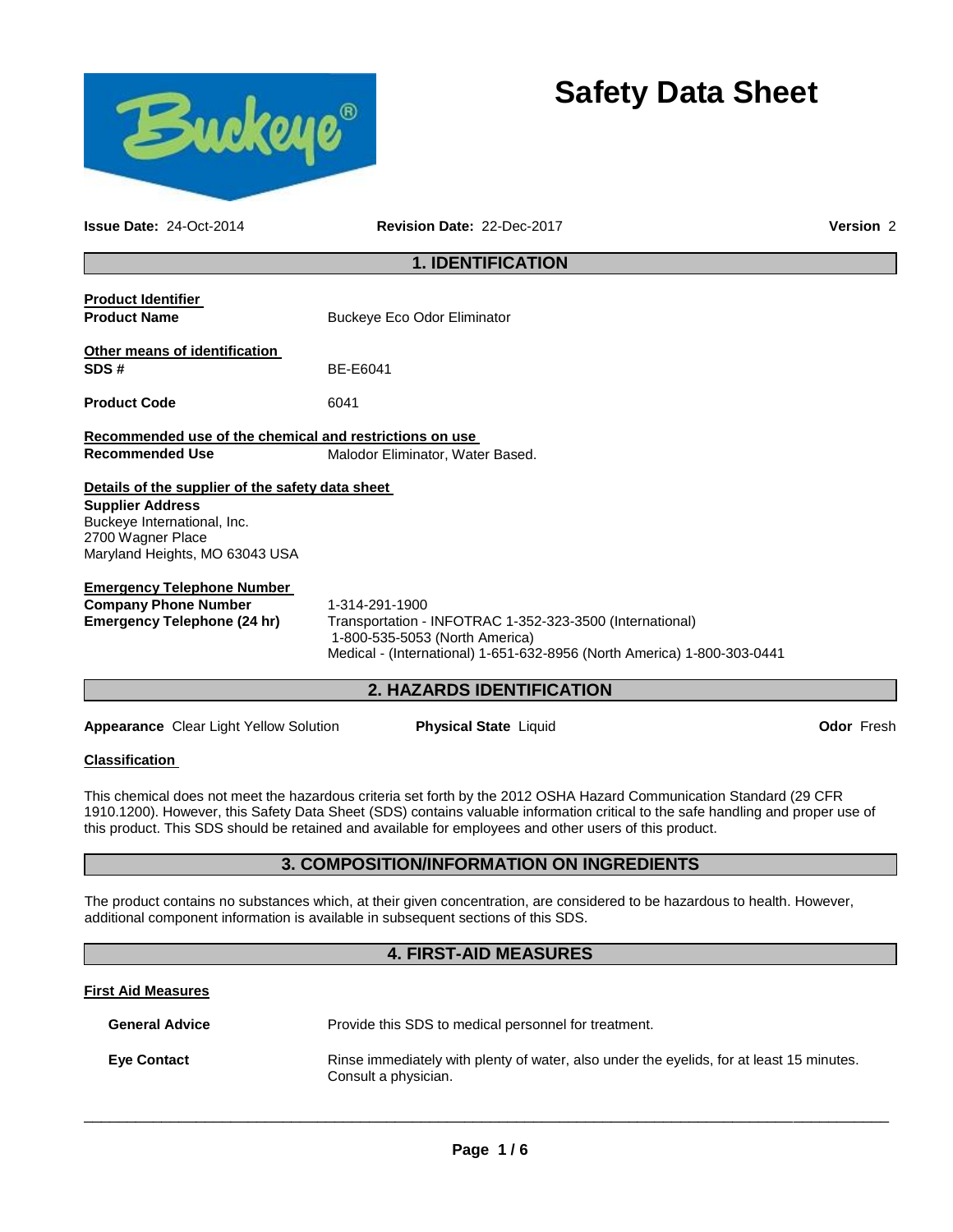# Safety Data Sheet

**Issue Date:** 24-Oct-2014 **Revision Date:** 22-Dec-2017 **Version** 2

## 1. IDENTIFICATION

**Product Identifier**

**Product Name** Buckeye Eco Odor Eliminator

**Other means of identification**

**SDS #** BE-E6041

**Product Code** 6041

**Recommended use of the chemical and restrictions on use**

**Recommended Use** Malodor Eliminator, Water Based.

**Details of the supplier of the safety data sheet**

**Supplier Address**
Buckeye International, Inc.
2700 Wagner Place
Maryland Heights, MO 63043 USA

**Emergency Telephone Number**

**Company Phone Number** 1-314-291-1900

**Emergency Telephone (24 hr)** Transportation - INFOTRAC 1-352-323-3500 (International)
1-800-535-5053 (North America)
Medical - (International) 1-651-632-8956 (North America) 1-800-303-0441

## 2. HAZARDS IDENTIFICATION

**Appearance** Clear Light Yellow Solution **Physical State** Liquid **Odor** Fresh

**Classification**

This chemical does not meet the hazardous criteria set forth by the 2012 OSHA Hazard Communication Standard (29 CFR 1910.1200). However, this Safety Data Sheet (SDS) contains valuable information critical to the safe handling and proper use of this product. This SDS should be retained and available for employees and other users of this product.

## 3. COMPOSITION/INFORMATION ON INGREDIENTS

The product contains no substances which, at their given concentration, are considered to be hazardous to health. However, additional component information is available in subsequent sections of this SDS.

## 4. FIRST-AID MEASURES

**First Aid Measures**

**General Advice** Provide this SDS to medical personnel for treatment.

**Eye Contact** Rinse immediately with plenty of water, also under the eyelids, for at least 15 minutes. Consult a physician.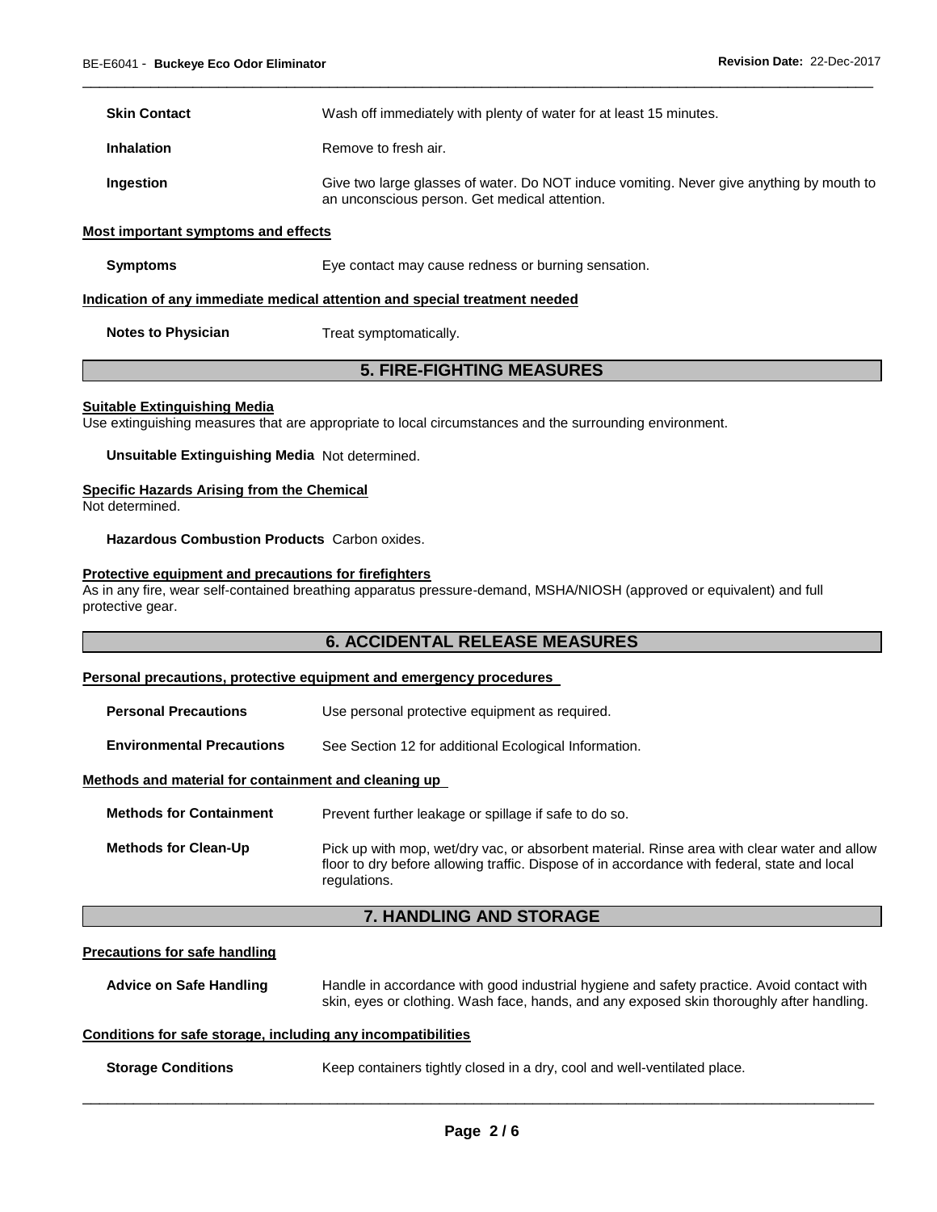| | |
|---|---|
| **Skin Contact** | Wash off immediately with plenty of water for at least 15 minutes. |
| **Inhalation** | Remove to fresh air. |
| **Ingestion** | Give two large glasses of water. Do NOT induce vomiting. Never give anything by mouth to an unconscious person. Get medical attention. |

**Most important symptoms and effects**

| | |
|---|---|
| **Symptoms** | Eye contact may cause redness or burning sensation. |

**Indication of any immediate medical attention and special treatment needed**

| | |
|---|---|
| **Notes to Physician** | Treat symptomatically. |

## 5. FIRE-FIGHTING MEASURES

**Suitable Extinguishing Media**

Use extinguishing measures that are appropriate to local circumstances and the surrounding environment.

**Unsuitable Extinguishing Media** Not determined.

**Specific Hazards Arising from the Chemical**

Not determined.

**Hazardous Combustion Products** Carbon oxides.

**Protective equipment and precautions for firefighters**

As in any fire, wear self-contained breathing apparatus pressure-demand, MSHA/NIOSH (approved or equivalent) and full protective gear.

## 6. ACCIDENTAL RELEASE MEASURES

**Personal precautions, protective equipment and emergency procedures**

| | |
|---|---|
| **Personal Precautions** | Use personal protective equipment as required. |
| **Environmental Precautions** | See Section 12 for additional Ecological Information. |

**Methods and material for containment and cleaning up**

| | |
|---|---|
| **Methods for Containment** | Prevent further leakage or spillage if safe to do so. |
| **Methods for Clean-Up** | Pick up with mop, wet/dry vac, or absorbent material. Rinse area with clear water and allow floor to dry before allowing traffic. Dispose of in accordance with federal, state and local regulations. |

## 7. HANDLING AND STORAGE

**Precautions for safe handling**

| | |
|---|---|
| **Advice on Safe Handling** | Handle in accordance with good industrial hygiene and safety practice. Avoid contact with skin, eyes or clothing. Wash face, hands, and any exposed skin thoroughly after handling. |

**Conditions for safe storage, including any incompatibilities**

| | |
|---|---|
| **Storage Conditions** | Keep containers tightly closed in a dry, cool and well-ventilated place. |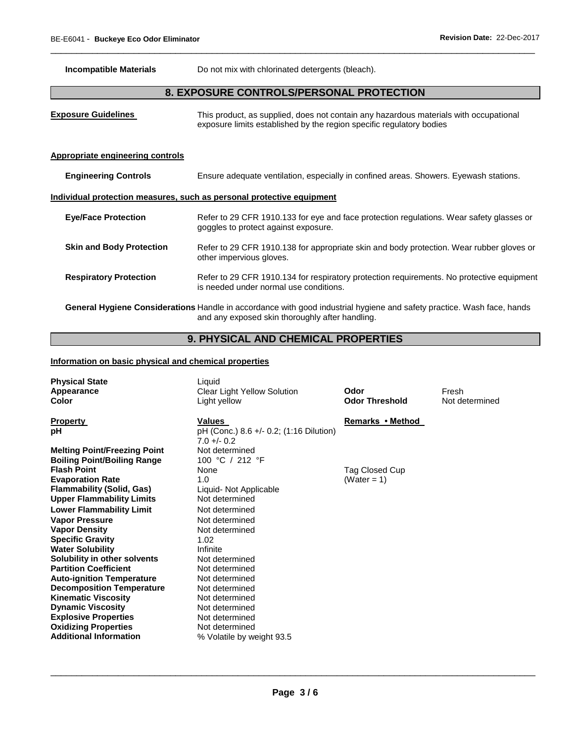**Incompatible Materials** Do not mix with chlorinated detergents (bleach).

## 8. EXPOSURE CONTROLS/PERSONAL PROTECTION

**Exposure Guidelines** This product, as supplied, does not contain any hazardous materials with occupational exposure limits established by the region specific regulatory bodies

**Appropriate engineering controls**

**Engineering Controls** Ensure adequate ventilation, especially in confined areas. Showers. Eyewash stations.

**Individual protection measures, such as personal protective equipment**

**Eye/Face Protection** Refer to 29 CFR 1910.133 for eye and face protection regulations. Wear safety glasses or goggles to protect against exposure.

**Skin and Body Protection** Refer to 29 CFR 1910.138 for appropriate skin and body protection. Wear rubber gloves or other impervious gloves.

**Respiratory Protection** Refer to 29 CFR 1910.134 for respiratory protection requirements. No protective equipment is needed under normal use conditions.

**General Hygiene Considerations** Handle in accordance with good industrial hygiene and safety practice. Wash face, hands and any exposed skin thoroughly after handling.

## 9. PHYSICAL AND CHEMICAL PROPERTIES

**Information on basic physical and chemical properties**

| | | | |
|---|---|---|---|
| **Physical State** | Liquid | | |
| **Appearance** | Clear Light Yellow Solution | **Odor** | Fresh |
| **Color** | Light yellow | **Odor Threshold** | Not determined |

| **Property** | **Values** | **Remarks • Method** |
|---|---|---|
| **pH** | pH (Conc.) 8.6 +/- 0.2; (1:16 Dilution) 7.0 +/- 0.2 | |
| **Melting Point/Freezing Point** | Not determined | |
| **Boiling Point/Boiling Range** | 100 °C / 212 °F | |
| **Flash Point** | None | Tag Closed Cup |
| **Evaporation Rate** | 1.0 | (Water = 1) |
| **Flammability (Solid, Gas)** | Liquid- Not Applicable | |
| **Upper Flammability Limits** | Not determined | |
| **Lower Flammability Limit** | Not determined | |
| **Vapor Pressure** | Not determined | |
| **Vapor Density** | Not determined | |
| **Specific Gravity** | 1.02 | |
| **Water Solubility** | Infinite | |
| **Solubility in other solvents** | Not determined | |
| **Partition Coefficient** | Not determined | |
| **Auto-ignition Temperature** | Not determined | |
| **Decomposition Temperature** | Not determined | |
| **Kinematic Viscosity** | Not determined | |
| **Dynamic Viscosity** | Not determined | |
| **Explosive Properties** | Not determined | |
| **Oxidizing Properties** | Not determined | |
| **Additional Information** | % Volatile by weight 93.5 | |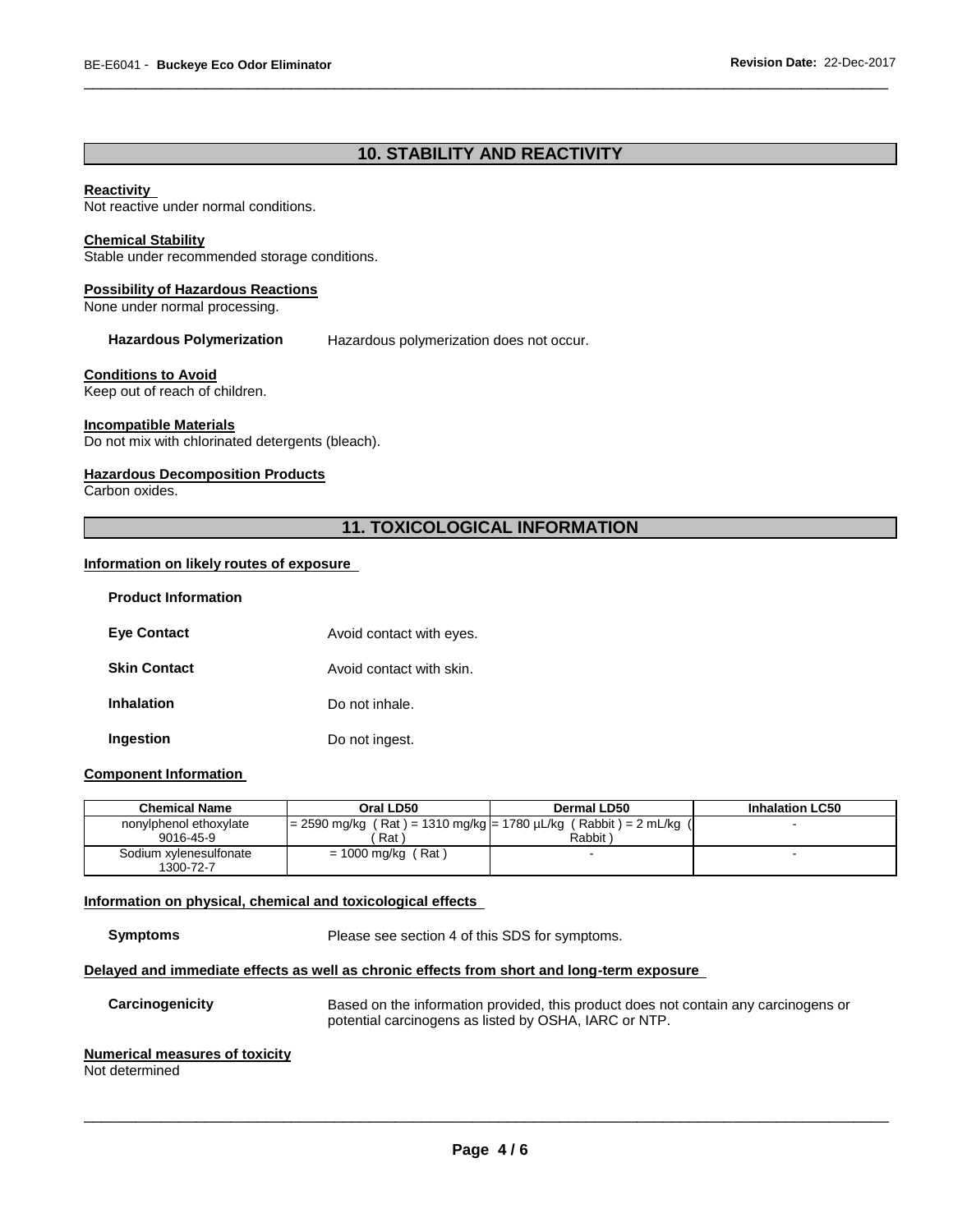## 10. STABILITY AND REACTIVITY

**Reactivity**
Not reactive under normal conditions.

**Chemical Stability**
Stable under recommended storage conditions.

**Possibility of Hazardous Reactions**
None under normal processing.

**Hazardous Polymerization** Hazardous polymerization does not occur.

**Conditions to Avoid**
Keep out of reach of children.

**Incompatible Materials**
Do not mix with chlorinated detergents (bleach).

**Hazardous Decomposition Products**
Carbon oxides.

## 11. TOXICOLOGICAL INFORMATION

**Information on likely routes of exposure**

**Product Information**

**Eye Contact** Avoid contact with eyes.

**Skin Contact** Avoid contact with skin.

**Inhalation** Do not inhale.

**Ingestion** Do not ingest.

**Component Information**

| Chemical Name | Oral LD50 | Dermal LD50 | Inhalation LC50 |
|---|---|---|---|
| nonylphenol ethoxylate 9016-45-9 | = 2590 mg/kg ( Rat ) = 1310 mg/kg ( Rat ) | = 1780 µL/kg ( Rabbit ) = 2 mL/kg ( Rabbit ) | - |
| Sodium xylenesulfonate 1300-72-7 | = 1000 mg/kg ( Rat ) | - | - |

**Information on physical, chemical and toxicological effects**

**Symptoms** Please see section 4 of this SDS for symptoms.

**Delayed and immediate effects as well as chronic effects from short and long-term exposure**

**Carcinogenicity** Based on the information provided, this product does not contain any carcinogens or potential carcinogens as listed by OSHA, IARC or NTP.

**Numerical measures of toxicity**
Not determined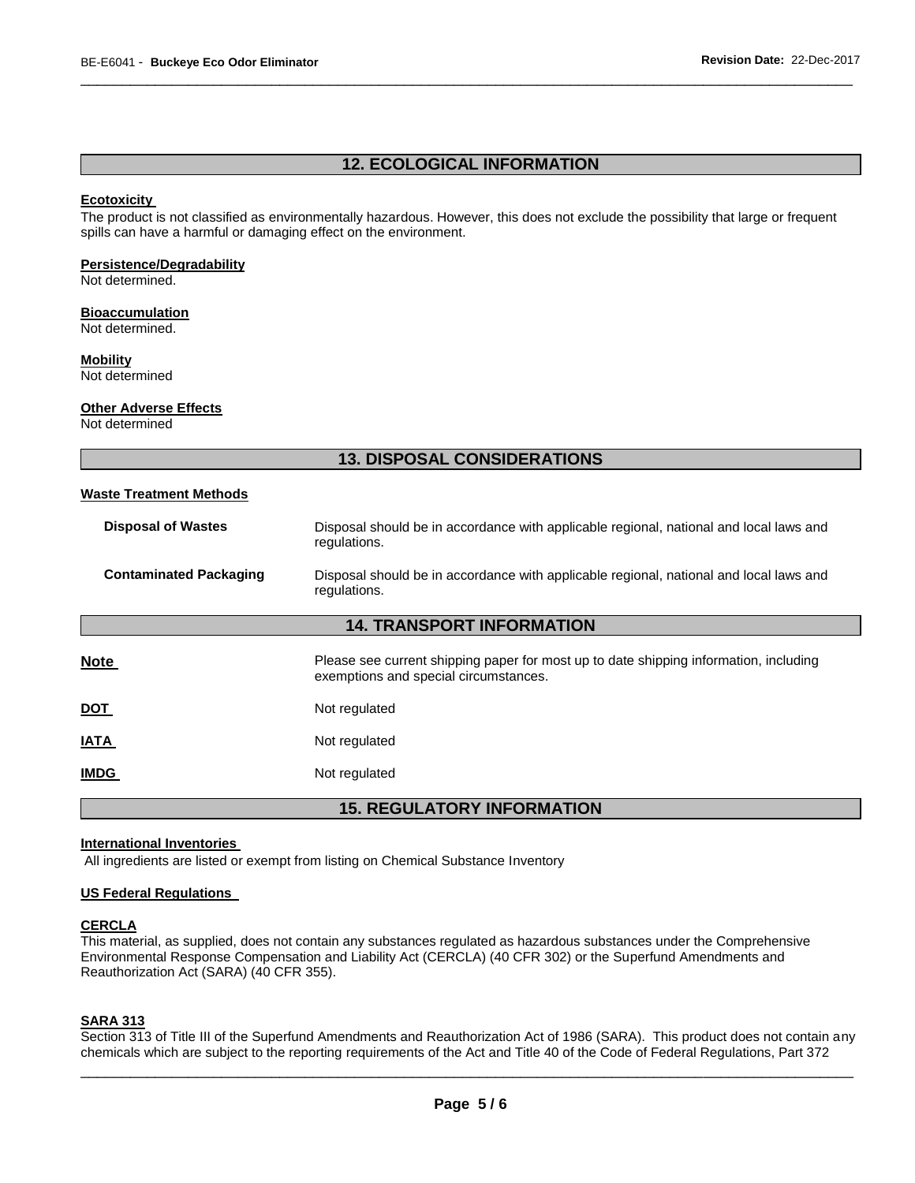## 12. ECOLOGICAL INFORMATION

**Ecotoxicity**

The product is not classified as environmentally hazardous. However, this does not exclude the possibility that large or frequent spills can have a harmful or damaging effect on the environment.

**Persistence/Degradability**

Not determined.

**Bioaccumulation**

Not determined.

**Mobility**

Not determined

**Other Adverse Effects**

Not determined

## 13. DISPOSAL CONSIDERATIONS

**Waste Treatment Methods**

| | |
|---|---|
| **Disposal of Wastes** | Disposal should be in accordance with applicable regional, national and local laws and regulations. |
| **Contaminated Packaging** | Disposal should be in accordance with applicable regional, national and local laws and regulations. |

## 14. TRANSPORT INFORMATION

| | |
|---|---|
| **Note** | Please see current shipping paper for most up to date shipping information, including exemptions and special circumstances. |
| **DOT** | Not regulated |
| **IATA** | Not regulated |
| **IMDG** | Not regulated |

## 15. REGULATORY INFORMATION

**International Inventories**

All ingredients are listed or exempt from listing on Chemical Substance Inventory

**US Federal Regulations**

**CERCLA**

This material, as supplied, does not contain any substances regulated as hazardous substances under the Comprehensive Environmental Response Compensation and Liability Act (CERCLA) (40 CFR 302) or the Superfund Amendments and Reauthorization Act (SARA) (40 CFR 355).

**SARA 313**

Section 313 of Title III of the Superfund Amendments and Reauthorization Act of 1986 (SARA). This product does not contain any chemicals which are subject to the reporting requirements of the Act and Title 40 of the Code of Federal Regulations, Part 372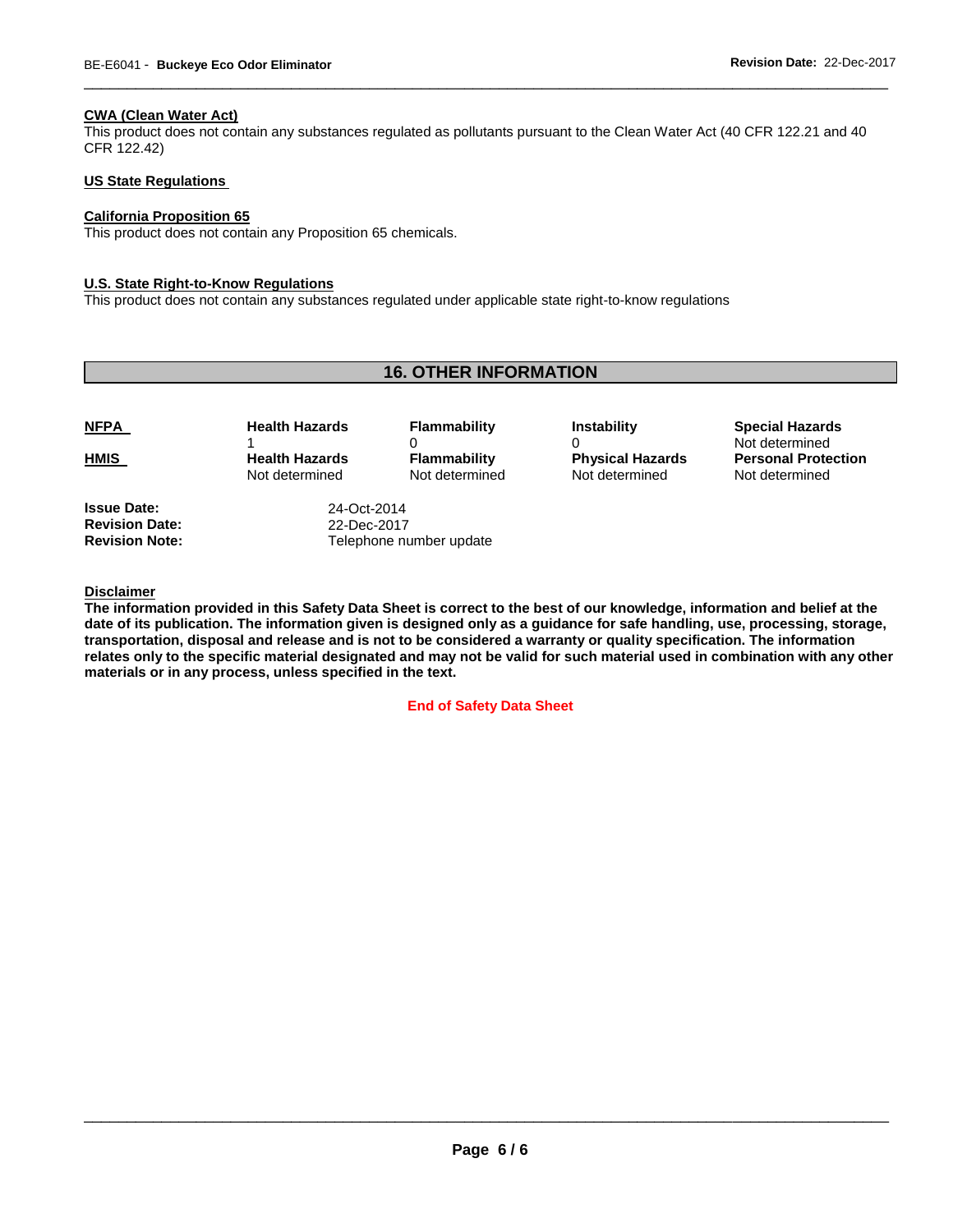**CWA (Clean Water Act)**
This product does not contain any substances regulated as pollutants pursuant to the Clean Water Act (40 CFR 122.21 and 40 CFR 122.42)

**US State Regulations**

**California Proposition 65**
This product does not contain any Proposition 65 chemicals.

**U.S. State Right-to-Know Regulations**
This product does not contain any substances regulated under applicable state right-to-know regulations

## 16. OTHER INFORMATION

| | | | | |
|---|---|---|---|---|
| **NFPA** | **Health Hazards** 1 | **Flammability** 0 | **Instability** 0 | **Special Hazards** Not determined |
| **HMIS** | **Health Hazards** Not determined | **Flammability** Not determined | **Physical Hazards** Not determined | **Personal Protection** Not determined |

**Issue Date:** 24-Oct-2014
**Revision Date:** 22-Dec-2017
**Revision Note:** Telephone number update

**Disclaimer**
**The information provided in this Safety Data Sheet is correct to the best of our knowledge, information and belief at the date of its publication. The information given is designed only as a guidance for safe handling, use, processing, storage, transportation, disposal and release and is not to be considered a warranty or quality specification. The information relates only to the specific material designated and may not be valid for such material used in combination with any other materials or in any process, unless specified in the text.**

**End of Safety Data Sheet**